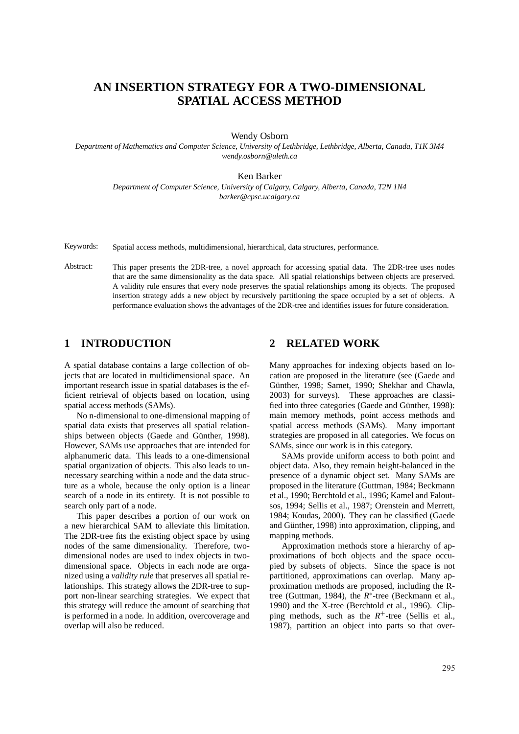# AN INSERTION STRATEGY FOR A TWO-DIMENSIONAL SPATIAL ACCESS METHOD

Wendy Osborn

*Department of Mathematics and Computer Science, University of Lethbridge, Lethbridge, Alberta, Canada, T1K 3M4*
*wendy.osborn@uleth.ca*

Ken Barker

*Department of Computer Science, University of Calgary, Calgary, Alberta, Canada, T2N 1N4*
*barker@cpsc.ucalgary.ca*

Keywords: Spatial access methods, multidimensional, hierarchical, data structures, performance.

Abstract: This paper presents the 2DR-tree, a novel approach for accessing spatial data. The 2DR-tree uses nodes that are the same dimensionality as the data space. All spatial relationships between objects are preserved. A validity rule ensures that every node preserves the spatial relationships among its objects. The proposed insertion strategy adds a new object by recursively partitioning the space occupied by a set of objects. A performance evaluation shows the advantages of the 2DR-tree and identifies issues for future consideration.

## 1 INTRODUCTION

A spatial database contains a large collection of objects that are located in multidimensional space. An important research issue in spatial databases is the efficient retrieval of objects based on location, using spatial access methods (SAMs).

No n-dimensional to one-dimensional mapping of spatial data exists that preserves all spatial relationships between objects (Gaede and Günther, 1998). However, SAMs use approaches that are intended for alphanumeric data. This leads to a one-dimensional spatial organization of objects. This also leads to unnecessary searching within a node and the data structure as a whole, because the only option is a linear search of a node in its entirety. It is not possible to search only part of a node.

This paper describes a portion of our work on a new hierarchical SAM to alleviate this limitation. The 2DR-tree fits the existing object space by using nodes of the same dimensionality. Therefore, two-dimensional nodes are used to index objects in two-dimensional space. Objects in each node are organized using a *validity rule* that preserves all spatial relationships. This strategy allows the 2DR-tree to support non-linear searching strategies. We expect that this strategy will reduce the amount of searching that is performed in a node. In addition, overcoverage and overlap will also be reduced.

## 2 RELATED WORK

Many approaches for indexing objects based on location are proposed in the literature (see (Gaede and Günther, 1998; Samet, 1990; Shekhar and Chawla, 2003) for surveys). These approaches are classified into three categories (Gaede and Günther, 1998): main memory methods, point access methods and spatial access methods (SAMs). Many important strategies are proposed in all categories. We focus on SAMs, since our work is in this category.

SAMs provide uniform access to both point and object data. Also, they remain height-balanced in the presence of a dynamic object set. Many SAMs are proposed in the literature (Guttman, 1984; Beckmann et al., 1990; Berchtold et al., 1996; Kamel and Faloutsos, 1994; Sellis et al., 1987; Orenstein and Merrett, 1984; Koudas, 2000). They can be classified (Gaede and Günther, 1998) into approximation, clipping, and mapping methods.

Approximation methods store a hierarchy of approximations of both objects and the space occupied by subsets of objects. Since the space is not partitioned, approximations can overlap. Many approximation methods are proposed, including the R-tree (Guttman, 1984), the $R^*$-tree (Beckmann et al., 1990) and the X-tree (Berchtold et al., 1996). Clipping methods, such as the $R^+$-tree (Sellis et al., 1987), partition an object into parts so that over-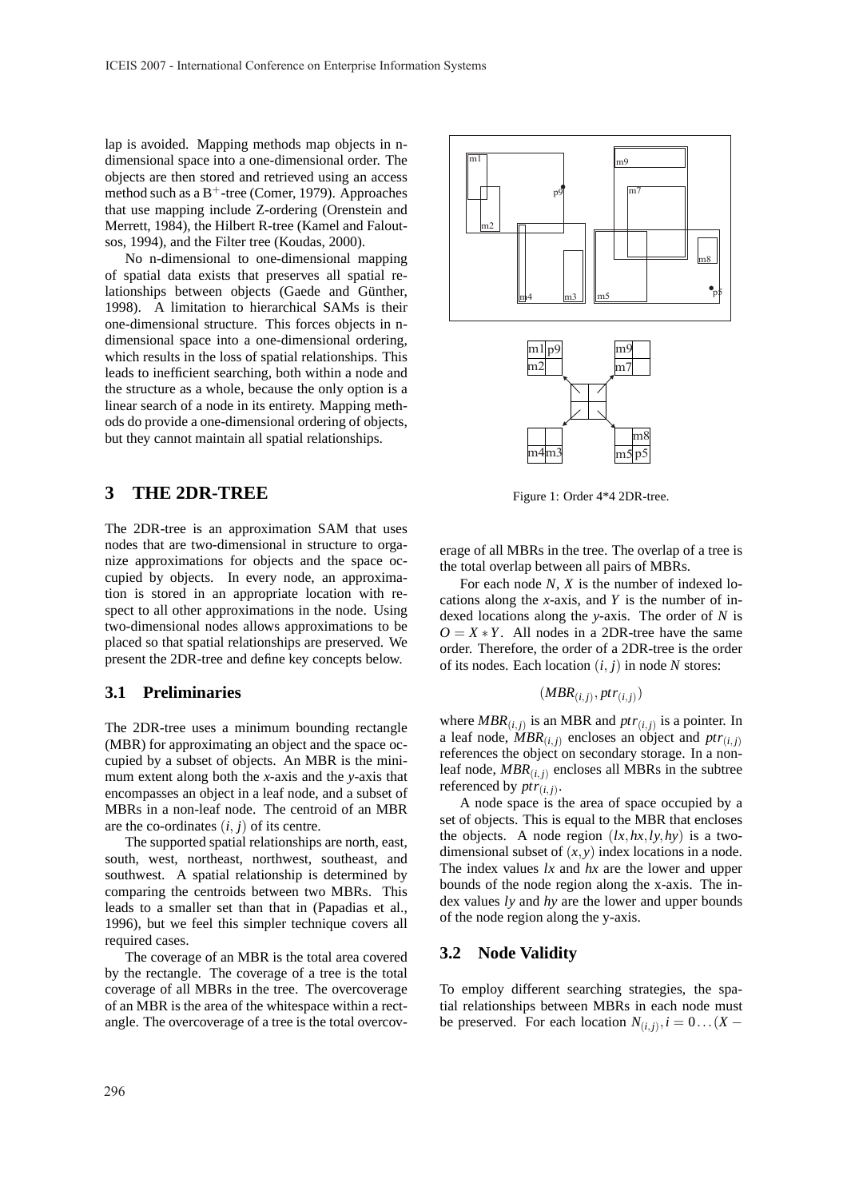lap is avoided. Mapping methods map objects in n-dimensional space into a one-dimensional order. The objects are then stored and retrieved using an access method such as a $B^+$-tree (Comer, 1979). Approaches that use mapping include Z-ordering (Orenstein and Merrett, 1984), the Hilbert R-tree (Kamel and Faloutsos, 1994), and the Filter tree (Koudas, 2000).

No n-dimensional to one-dimensional mapping of spatial data exists that preserves all spatial relationships between objects (Gaede and Günther, 1998). A limitation to hierarchical SAMs is their one-dimensional structure. This forces objects in n-dimensional space into a one-dimensional ordering, which results in the loss of spatial relationships. This leads to inefficient searching, both within a node and the structure as a whole, because the only option is a linear search of a node in its entirety. Mapping methods do provide a one-dimensional ordering of objects, but they cannot maintain all spatial relationships.

## 3 THE 2DR-TREE

The 2DR-tree is an approximation SAM that uses nodes that are two-dimensional in structure to organize approximations for objects and the space occupied by objects. In every node, an approximation is stored in an appropriate location with respect to all other approximations in the node. Using two-dimensional nodes allows approximations to be placed so that spatial relationships are preserved. We present the 2DR-tree and define key concepts below.

### 3.1 Preliminaries

The 2DR-tree uses a minimum bounding rectangle (MBR) for approximating an object and the space occupied by a subset of objects. An MBR is the minimum extent along both the *x*-axis and the *y*-axis that encompasses an object in a leaf node, and a subset of MBRs in a non-leaf node. The centroid of an MBR are the co-ordinates $(i, j)$ of its centre.

The supported spatial relationships are north, east, south, west, northeast, northwest, southeast, and southwest. A spatial relationship is determined by comparing the centroids between two MBRs. This leads to a smaller set than that in (Papadias et al., 1996), but we feel this simpler technique covers all required cases.

The coverage of an MBR is the total area covered by the rectangle. The coverage of a tree is the total coverage of all MBRs in the tree. The overcoverage of an MBR is the area of the whitespace within a rectangle. The overcoverage of a tree is the total overcoverage of all MBRs in the tree. The overlap of a tree is the total overlap between all pairs of MBRs.

Figure 1: Order 4*4 2DR-tree.

For each node $N$, $X$ is the number of indexed locations along the *x*-axis, and $Y$ is the number of indexed locations along the *y*-axis. The order of $N$ is $O = X * Y$. All nodes in a 2DR-tree have the same order. Therefore, the order of a 2DR-tree is the order of its nodes. Each location $(i, j)$ in node $N$ stores:

$$(MBR_{(i,j)}, ptr_{(i,j)})$$

where $MBR_{(i,j)}$ is an MBR and $ptr_{(i,j)}$ is a pointer. In a leaf node, $MBR_{(i,j)}$ encloses an object and $ptr_{(i,j)}$ references the object on secondary storage. In a non-leaf node, $MBR_{(i,j)}$ encloses all MBRs in the subtree referenced by $ptr_{(i,j)}$.

A node space is the area of space occupied by a set of objects. This is equal to the MBR that encloses the objects. A node region $(lx, hx, ly, hy)$ is a two-dimensional subset of $(x, y)$ index locations in a node. The index values $lx$ and $hx$ are the lower and upper bounds of the node region along the x-axis. The index values $ly$ and $hy$ are the lower and upper bounds of the node region along the y-axis.

### 3.2 Node Validity

To employ different searching strategies, the spatial relationships between MBRs in each node must be preserved. For each location $N_{(i,j)}, i = 0 \ldots (X -$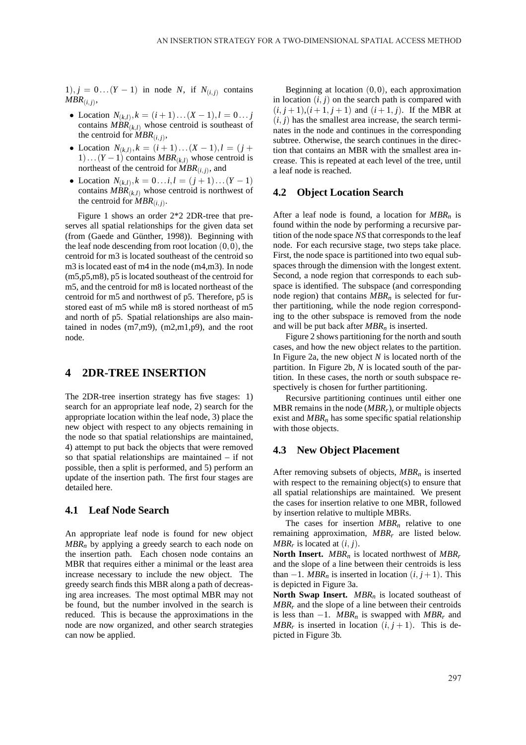1), $j = 0\ldots(Y-1)$ in node $N$, if $N_{(i,j)}$ contains $MBR_{(i,j)}$,

- Location $N_{(k,l)}, k = (i+1)\ldots(X-1), l = 0\ldots j$ contains $MBR_{(k,l)}$ whose centroid is southeast of the centroid for $MBR_{(i,j)}$,
- Location $N_{(k,l)}, k = (i+1)\ldots(X-1), l = (j+1)\ldots(Y-1)$ contains $MBR_{(k,l)}$ whose centroid is northeast of the centroid for $MBR_{(i,j)}$, and
- Location $N_{(k,l)}, k = 0\ldots i, l = (j+1)\ldots(Y-1)$ contains $MBR_{(k,l)}$ whose centroid is northwest of the centroid for $MBR_{(i,j)}$.

Figure 1 shows an order 2*2 2DR-tree that preserves all spatial relationships for the given data set (from (Gaede and Günther, 1998)). Beginning with the leaf node descending from root location $(0,0)$, the centroid for m3 is located southeast of the centroid so m3 is located east of m4 in the node (m4,m3). In node (m5,p5,m8), p5 is located southeast of the centroid for m5, and the centroid for m8 is located northeast of the centroid for m5 and northwest of p5. Therefore, p5 is stored east of m5 while m8 is stored northeast of m5 and north of p5. Spatial relationships are also maintained in nodes (m7,m9), (m2,m1,p9), and the root node.

## 4 2DR-TREE INSERTION

The 2DR-tree insertion strategy has five stages: 1) search for an appropriate leaf node, 2) search for the appropriate location within the leaf node, 3) place the new object with respect to any objects remaining in the node so that spatial relationships are maintained, 4) attempt to put back the objects that were removed so that spatial relationships are maintained – if not possible, then a split is performed, and 5) perform an update of the insertion path. The first four stages are detailed here.

### 4.1 Leaf Node Search

An appropriate leaf node is found for new object $MBR_n$ by applying a greedy search to each node on the insertion path. Each chosen node contains an MBR that requires either a minimal or the least area increase necessary to include the new object. The greedy search finds this MBR along a path of decreasing area increases. The most optimal MBR may not be found, but the number involved in the search is reduced. This is because the approximations in the node are now organized, and other search strategies can now be applied.

Beginning at location $(0,0)$, each approximation in location $(i,j)$ on the search path is compared with $(i,j+1)$,$(i+1,j+1)$ and $(i+1,j)$. If the MBR at $(i,j)$ has the smallest area increase, the search terminates in the node and continues in the corresponding subtree. Otherwise, the search continues in the direction that contains an MBR with the smallest area increase. This is repeated at each level of the tree, until a leaf node is reached.

### 4.2 Object Location Search

After a leaf node is found, a location for $MBR_n$ is found within the node by performing a recursive partition of the node space $NS$ that corresponds to the leaf node. For each recursive stage, two steps take place. First, the node space is partitioned into two equal subspaces through the dimension with the longest extent. Second, a node region that corresponds to each subspace is identified. The subspace (and corresponding node region) that contains $MBR_n$ is selected for further partitioning, while the node region corresponding to the other subspace is removed from the node and will be put back after $MBR_n$ is inserted.

Figure 2 shows partitioning for the north and south cases, and how the new object relates to the partition. In Figure 2a, the new object $N$ is located north of the partition. In Figure 2b, $N$ is located south of the partition. In these cases, the north or south subspace respectively is chosen for further partitioning.

Recursive partitioning continues until either one MBR remains in the node ($MBR_r$), or multiple objects exist and $MBR_n$ has some specific spatial relationship with those objects.

### 4.3 New Object Placement

After removing subsets of objects, $MBR_n$ is inserted with respect to the remaining object(s) to ensure that all spatial relationships are maintained. We present the cases for insertion relative to one MBR, followed by insertion relative to multiple MBRs.

The cases for insertion $MBR_n$ relative to one remaining approximation, $MBR_r$ are listed below. $MBR_r$ is located at $(i,j)$.

**North Insert.** $MBR_n$ is located northwest of $MBR_r$ and the slope of a line between their centroids is less than $-1$. $MBR_n$ is inserted in location $(i,j+1)$. This is depicted in Figure 3a.

**North Swap Insert.** $MBR_n$ is located southeast of $MBR_r$ and the slope of a line between their centroids is less than $-1$. $MBR_n$ is swapped with $MBR_r$ and $MBR_r$ is inserted in location $(i,j+1)$. This is depicted in Figure 3b.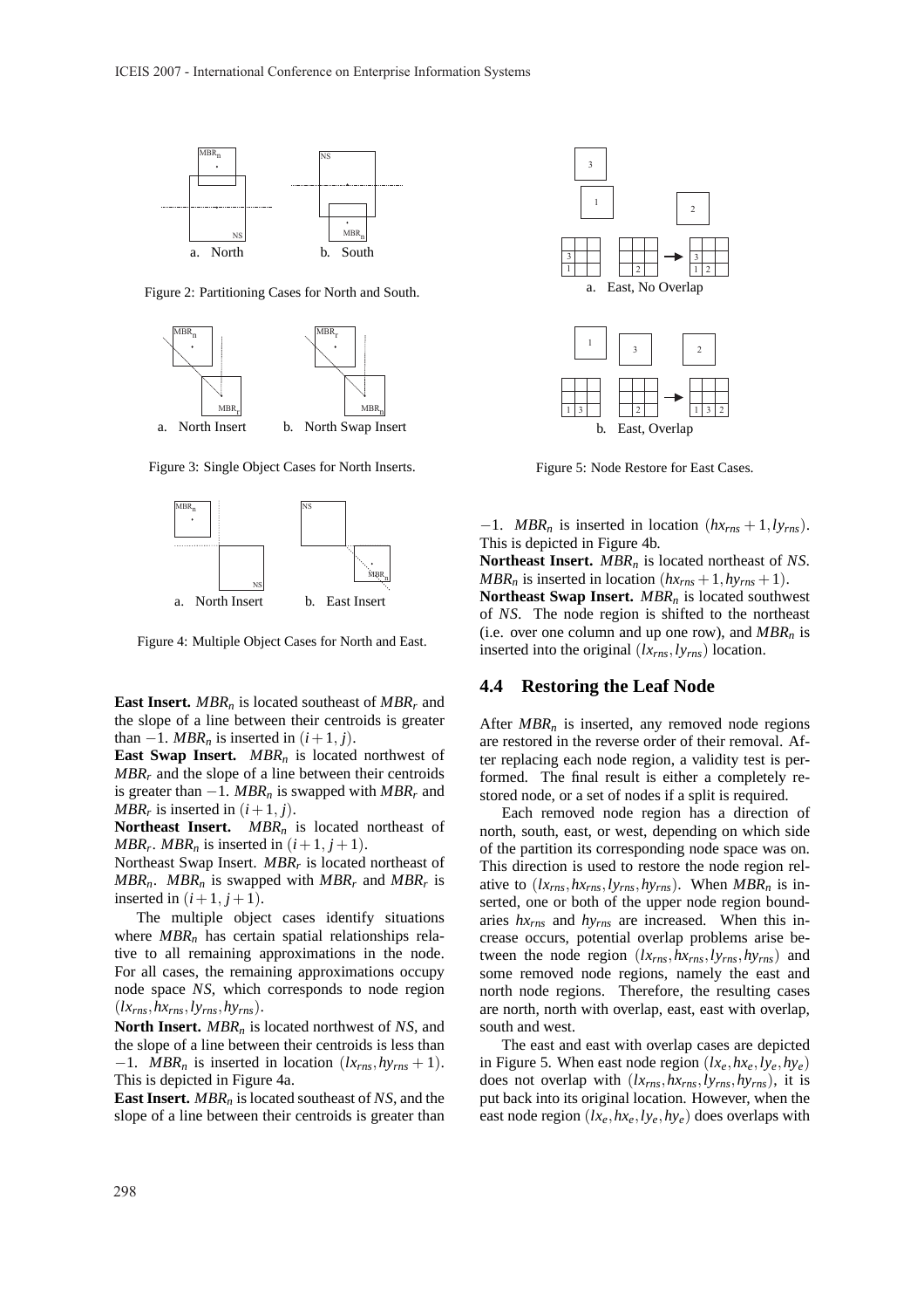Figure 2: Partitioning Cases for North and South.

Figure 3: Single Object Cases for North Inserts.

Figure 4: Multiple Object Cases for North and East.

**East Insert.** $MBR_n$ is located southeast of $MBR_r$ and the slope of a line between their centroids is greater than $-1$. $MBR_n$ is inserted in $(i+1, j)$.

**East Swap Insert.** $MBR_n$ is located northwest of $MBR_r$ and the slope of a line between their centroids is greater than $-1$. $MBR_n$ is swapped with $MBR_r$ and $MBR_r$ is inserted in $(i+1, j)$.

**Northeast Insert.** $MBR_n$ is located northeast of $MBR_r$. $MBR_n$ is inserted in $(i+1, j+1)$.

Northeast Swap Insert. $MBR_r$ is located northeast of $MBR_n$. $MBR_n$ is swapped with $MBR_r$ and $MBR_r$ is inserted in $(i+1, j+1)$.

The multiple object cases identify situations where $MBR_n$ has certain spatial relationships relative to all remaining approximations in the node. For all cases, the remaining approximations occupy node space *NS*, which corresponds to node region $(lx_{rns}, hx_{rns}, ly_{rns}, hy_{rns})$.

**North Insert.** $MBR_n$ is located northwest of *NS*, and the slope of a line between their centroids is less than $-1$. $MBR_n$ is inserted in location $(lx_{rns}, hy_{rns}+1)$. This is depicted in Figure 4a.

**East Insert.** $MBR_n$ is located southeast of *NS*, and the slope of a line between their centroids is greater than $-1$. $MBR_n$ is inserted in location $(hx_{rns}+1, ly_{rns})$. This is depicted in Figure 4b.

**Northeast Insert.** $MBR_n$ is located northeast of *NS*. $MBR_n$ is inserted in location $(hx_{rns}+1, hy_{rns}+1)$.

**Northeast Swap Insert.** $MBR_n$ is located southwest of *NS*. The node region is shifted to the northeast (i.e. over one column and up one row), and $MBR_n$ is inserted into the original $(lx_{rns}, ly_{rns})$ location.

Figure 5: Node Restore for East Cases.

## 4.4 Restoring the Leaf Node

After $MBR_n$ is inserted, any removed node regions are restored in the reverse order of their removal. After replacing each node region, a validity test is performed. The final result is either a completely restored node, or a set of nodes if a split is required.

Each removed node region has a direction of north, south, east, or west, depending on which side of the partition its corresponding node space was on. This direction is used to restore the node region relative to $(lx_{rns}, hx_{rns}, ly_{rns}, hy_{rns})$. When $MBR_n$ is inserted, one or both of the upper node region boundaries $hx_{rns}$ and $hy_{rns}$ are increased. When this increase occurs, potential overlap problems arise between the node region $(lx_{rns}, hx_{rns}, ly_{rns}, hy_{rns})$ and some removed node regions, namely the east and north node regions. Therefore, the resulting cases are north, north with overlap, east, east with overlap, south and west.

The east and east with overlap cases are depicted in Figure 5. When east node region $(lx_e, hx_e, ly_e, hy_e)$ does not overlap with $(lx_{rns}, hx_{rns}, ly_{rns}, hy_{rns})$, it is put back into its original location. However, when the east node region $(lx_e, hx_e, ly_e, hy_e)$ does overlaps with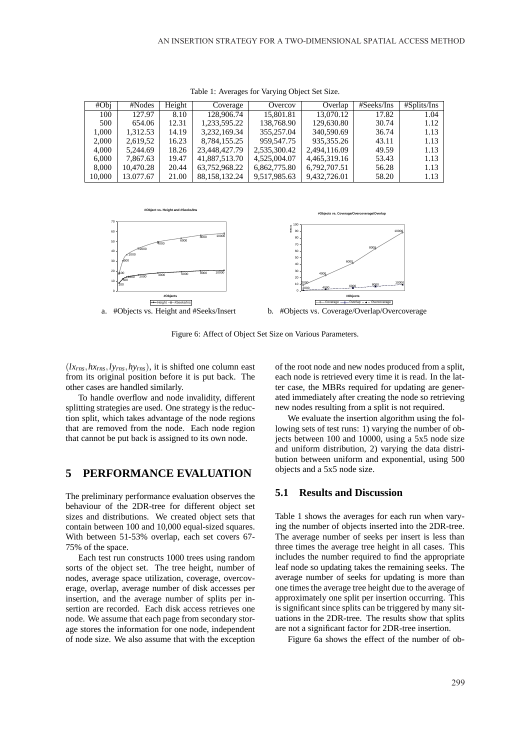Table 1: Averages for Varying Object Set Size.

| #Obj | #Nodes | Height | Coverage | Overcov | Overlap | #Seeks/Ins | #Splits/Ins |
|---|---|---|---|---|---|---|---|
| 100 | 127.97 | 8.10 | 128,906.74 | 15,801.81 | 13,070.12 | 17.82 | 1.04 |
| 500 | 654.06 | 12.31 | 1,233,595.22 | 138,768.90 | 129,630.80 | 30.74 | 1.12 |
| 1,000 | 1,312.53 | 14.19 | 3,232,169.34 | 355,257.04 | 340,590.69 | 36.74 | 1.13 |
| 2,000 | 2,619,52 | 16.23 | 8,784,155.25 | 959,547.75 | 935,355.26 | 43.11 | 1.13 |
| 4,000 | 5,244.69 | 18.26 | 23,448,427.79 | 2,535,300.42 | 2,494,116.09 | 49.59 | 1.13 |
| 6,000 | 7,867.63 | 19.47 | 41,887,513.70 | 4,525,004.07 | 4,465,319.16 | 53.43 | 1.13 |
| 8,000 | 10,470.28 | 20.44 | 63,752,968.22 | 6,862,775.80 | 6,792,707.51 | 56.28 | 1.13 |
| 10,000 | 13.077.67 | 21.00 | 88,158,132.24 | 9,517,985.63 | 9,432,726.01 | 58.20 | 1.13 |

a. #Objects vs. Height and #Seeks/Insert

b. #Objects vs. Coverage/Overlap/Overcoverage

Figure 6: Affect of Object Set Size on Various Parameters.

$(lx_{rns}, hx_{rns}, ly_{rns}, hy_{rns})$, it is shifted one column east from its original position before it is put back. The other cases are handled similarly.

To handle overflow and node invalidity, different splitting strategies are used. One strategy is the reduction split, which takes advantage of the node regions that are removed from the node. Each node region that cannot be put back is assigned to its own node.

# 5 PERFORMANCE EVALUATION

The preliminary performance evaluation observes the behaviour of the 2DR-tree for different object set sizes and distributions. We created object sets that contain between 100 and 10,000 equal-sized squares. With between 51-53% overlap, each set covers 67-75% of the space.

Each test run constructs 1000 trees using random sorts of the object set. The tree height, number of nodes, average space utilization, coverage, overcoverage, overlap, average number of disk accesses per insertion, and the average number of splits per insertion are recorded. Each disk access retrieves one node. We assume that each page from secondary storage stores the information for one node, independent of node size. We also assume that with the exception of the root node and new nodes produced from a split, each node is retrieved every time it is read. In the latter case, the MBRs required for updating are generated immediately after creating the node so retrieving new nodes resulting from a split is not required.

We evaluate the insertion algorithm using the following sets of test runs: 1) varying the number of objects between 100 and 10000, using a 5x5 node size and uniform distribution, 2) varying the data distribution between uniform and exponential, using 500 objects and a 5x5 node size.

## 5.1 Results and Discussion

Table 1 shows the averages for each run when varying the number of objects inserted into the 2DR-tree. The average number of seeks per insert is less than three times the average tree height in all cases. This includes the number required to find the appropriate leaf node so updating takes the remaining seeks. The average number of seeks for updating is more than one times the average tree height due to the average of approximately one split per insertion occurring. This is significant since splits can be triggered by many situations in the 2DR-tree. The results show that splits are not a significant factor for 2DR-tree insertion.

Figure 6a shows the effect of the number of ob-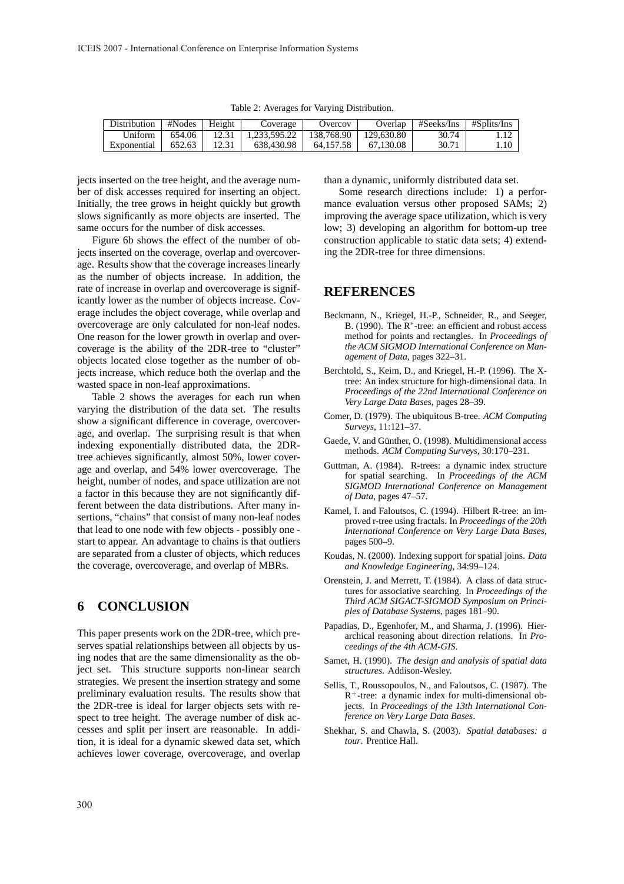Table 2: Averages for Varying Distribution.

| Distribution | #Nodes | Height | Coverage | Overcov | Overlap | #Seeks/Ins | #Splits/Ins |
|---|---|---|---|---|---|---|---|
| Uniform | 654.06 | 12.31 | 1,233,595.22 | 138,768.90 | 129,630.80 | 30.74 | 1.12 |
| Exponential | 652.63 | 12.31 | 638,430.98 | 64,157.58 | 67,130.08 | 30.71 | 1.10 |

jects inserted on the tree height, and the average number of disk accesses required for inserting an object. Initially, the tree grows in height quickly but growth slows significantly as more objects are inserted. The same occurs for the number of disk accesses.

Figure 6b shows the effect of the number of objects inserted on the coverage, overlap and overcoverage. Results show that the coverage increases linearly as the number of objects increase. In addition, the rate of increase in overlap and overcoverage is significantly lower as the number of objects increase. Coverage includes the object coverage, while overlap and overcoverage are only calculated for non-leaf nodes. One reason for the lower growth in overlap and overcoverage is the ability of the 2DR-tree to "cluster" objects located close together as the number of objects increase, which reduce both the overlap and the wasted space in non-leaf approximations.

Table 2 shows the averages for each run when varying the distribution of the data set. The results show a significant difference in coverage, overcoverage, and overlap. The surprising result is that when indexing exponentially distributed data, the 2DR-tree achieves significantly, almost 50%, lower coverage and overlap, and 54% lower overcoverage. The height, number of nodes, and space utilization are not a factor in this because they are not significantly different between the data distributions. After many insertions, "chains" that consist of many non-leaf nodes that lead to one node with few objects - possibly one - start to appear. An advantage to chains is that outliers are separated from a cluster of objects, which reduces the coverage, overcoverage, and overlap of MBRs.

## 6 CONCLUSION

This paper presents work on the 2DR-tree, which preserves spatial relationships between all objects by using nodes that are the same dimensionality as the object set. This structure supports non-linear search strategies. We present the insertion strategy and some preliminary evaluation results. The results show that the 2DR-tree is ideal for larger objects sets with respect to tree height. The average number of disk accesses and split per insert are reasonable. In addition, it is ideal for a dynamic skewed data set, which achieves lower coverage, overcoverage, and overlap than a dynamic, uniformly distributed data set.

Some research directions include: 1) a performance evaluation versus other proposed SAMs; 2) improving the average space utilization, which is very low; 3) developing an algorithm for bottom-up tree construction applicable to static data sets; 4) extending the 2DR-tree for three dimensions.

## REFERENCES

Beckmann, N., Kriegel, H.-P., Schneider, R., and Seeger, B. (1990). The $R^*$-tree: an efficient and robust access method for points and rectangles. In *Proceedings of the ACM SIGMOD International Conference on Management of Data*, pages 322–31.

Berchtold, S., Keim, D., and Kriegel, H.-P. (1996). The X-tree: An index structure for high-dimensional data. In *Proceedings of the 22nd International Conference on Very Large Data Bases*, pages 28–39.

Comer, D. (1979). The ubiquitous B-tree. *ACM Computing Surveys*, 11:121–37.

Gaede, V. and Günther, O. (1998). Multidimensional access methods. *ACM Computing Surveys*, 30:170–231.

Guttman, A. (1984). R-trees: a dynamic index structure for spatial searching. In *Proceedings of the ACM SIGMOD International Conference on Management of Data*, pages 47–57.

Kamel, I. and Faloutsos, C. (1994). Hilbert R-tree: an improved r-tree using fractals. In *Proceedings of the 20th International Conference on Very Large Data Bases*, pages 500–9.

Koudas, N. (2000). Indexing support for spatial joins. *Data and Knowledge Engineering*, 34:99–124.

Orenstein, J. and Merrett, T. (1984). A class of data structures for associative searching. In *Proceedings of the Third ACM SIGACT-SIGMOD Symposium on Principles of Database Systems*, pages 181–90.

Papadias, D., Egenhofer, M., and Sharma, J. (1996). Hierarchical reasoning about direction relations. In *Proceedings of the 4th ACM-GIS*.

Samet, H. (1990). *The design and analysis of spatial data structures*. Addison-Wesley.

Sellis, T., Roussopoulos, N., and Faloutsos, C. (1987). The $R^+$-tree: a dynamic index for multi-dimensional objects. In *Proceedings of the 13th International Conference on Very Large Data Bases*.

Shekhar, S. and Chawla, S. (2003). *Spatial databases: a tour*. Prentice Hall.